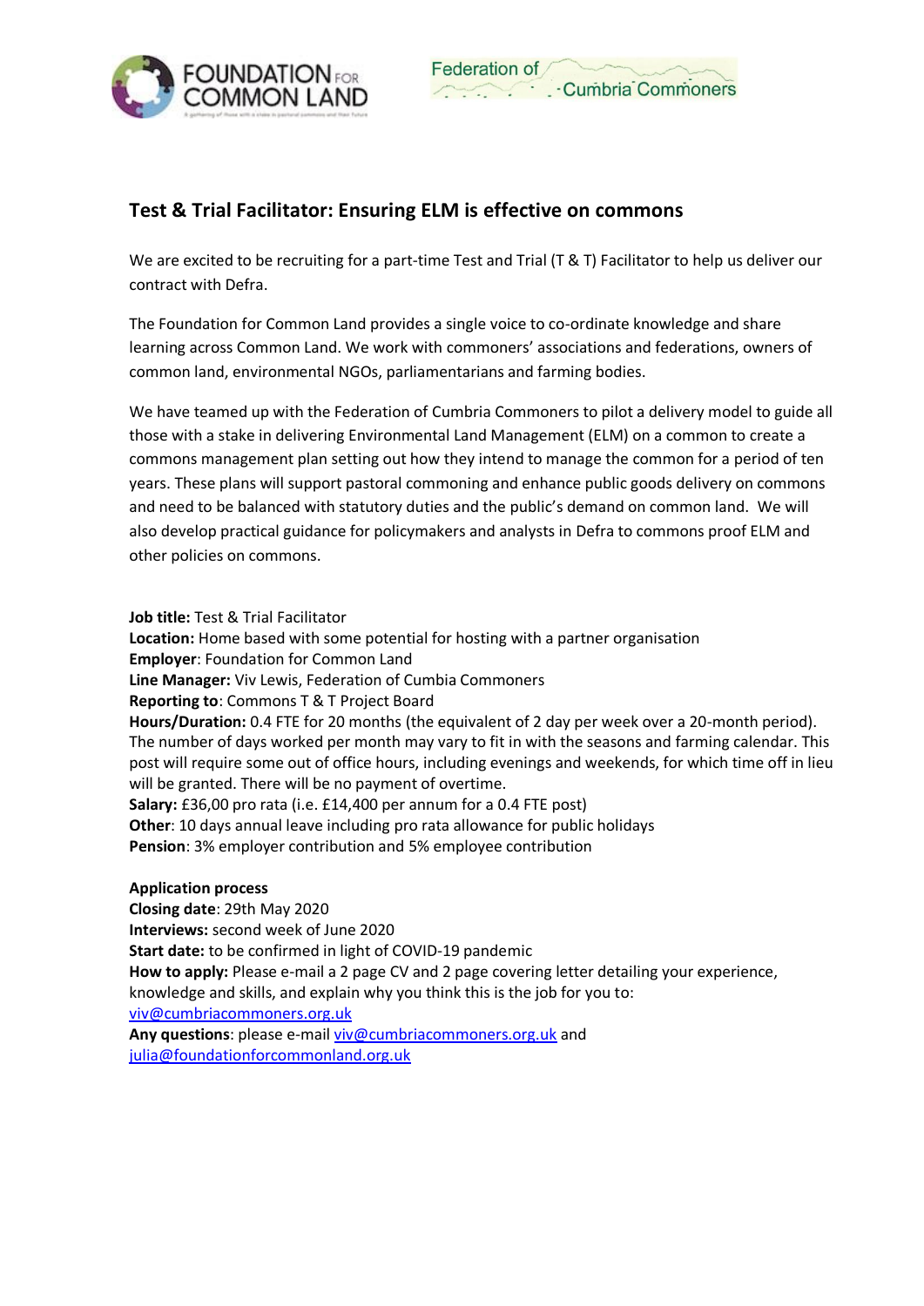## Test & Trial Facilitator: Ensuring ELM is effective on commons

We are excited to be recruiting for a part-time Test and Trial (T & T) Facilitator to help us deliver our contract with Defra.

The Foundation for Common Land provides a single voice to co-ordinate knowledge and share learning across Common Land. We work with commoners' associations and federations, owners of common land, environmental NGOs, parliamentarians and farming bodies.

We have teamed up with the Federation of Cumbria Commoners to pilot a delivery model to guide all those with a stake in delivering Environmental Land Management (ELM) on a common to create a commons management plan setting out how they intend to manage the common for a period of ten years. These plans will support pastoral commoning and enhance public goods delivery on commons and need to be balanced with statutory duties and the public's demand on common land. We will also develop practical guidance for policymakers and analysts in Defra to commons proof ELM and other policies on commons.

**Job title:** Test & Trial Facilitator
**Location:** Home based with some potential for hosting with a partner organisation
**Employer**: Foundation for Common Land
**Line Manager:** Viv Lewis, Federation of Cumbria Commoners
**Reporting to**: Commons T & T Project Board
**Hours/Duration:** 0.4 FTE for 20 months (the equivalent of 2 day per week over a 20-month period). The number of days worked per month may vary to fit in with the seasons and farming calendar. This post will require some out of office hours, including evenings and weekends, for which time off in lieu will be granted. There will be no payment of overtime.
**Salary:** £36,00 pro rata (i.e. £14,400 per annum for a 0.4 FTE post)
**Other**: 10 days annual leave including pro rata allowance for public holidays
**Pension**: 3% employer contribution and 5% employee contribution

**Application process**
**Closing date**: 29th May 2020
**Interviews:** second week of June 2020
**Start date:** to be confirmed in light of COVID-19 pandemic
**How to apply:** Please e-mail a 2 page CV and 2 page covering letter detailing your experience, knowledge and skills, and explain why you think this is the job for you to:
viv@cumbriacommoners.org.uk
**Any questions**: please e-mail viv@cumbriacommoners.org.uk and julia@foundationforcommonland.org.uk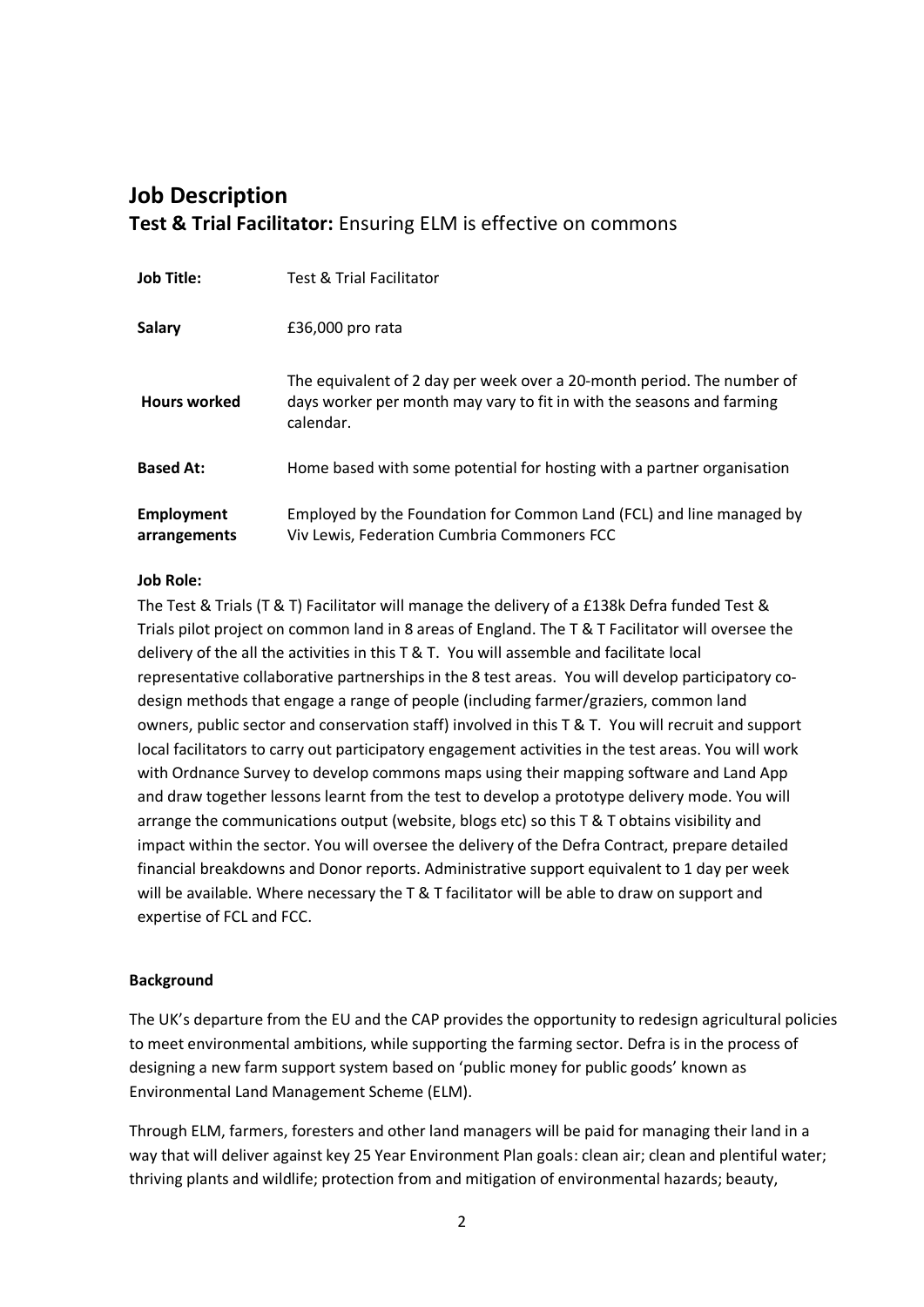# Job Description

## **Test & Trial Facilitator:** Ensuring ELM is effective on commons

| | |
|---|---|
| **Job Title:** | Test & Trial Facilitator |
| **Salary** | £36,000 pro rata |
| **Hours worked** | The equivalent of 2 day per week over a 20-month period. The number of days worker per month may vary to fit in with the seasons and farming calendar. |
| **Based At:** | Home based with some potential for hosting with a partner organisation |
| **Employment arrangements** | Employed by the Foundation for Common Land (FCL) and line managed by Viv Lewis, Federation Cumbria Commoners FCC |

**Job Role:**

The Test & Trials (T & T) Facilitator will manage the delivery of a £138k Defra funded Test & Trials pilot project on common land in 8 areas of England. The T & T Facilitator will oversee the delivery of the all the activities in this T & T. You will assemble and facilitate local representative collaborative partnerships in the 8 test areas. You will develop participatory co-design methods that engage a range of people (including farmer/graziers, common land owners, public sector and conservation staff) involved in this T & T. You will recruit and support local facilitators to carry out participatory engagement activities in the test areas. You will work with Ordnance Survey to develop commons maps using their mapping software and Land App and draw together lessons learnt from the test to develop a prototype delivery mode. You will arrange the communications output (website, blogs etc) so this T & T obtains visibility and impact within the sector. You will oversee the delivery of the Defra Contract, prepare detailed financial breakdowns and Donor reports. Administrative support equivalent to 1 day per week will be available. Where necessary the T & T facilitator will be able to draw on support and expertise of FCL and FCC.

**Background**

The UK's departure from the EU and the CAP provides the opportunity to redesign agricultural policies to meet environmental ambitions, while supporting the farming sector. Defra is in the process of designing a new farm support system based on 'public money for public goods' known as Environmental Land Management Scheme (ELM).

Through ELM, farmers, foresters and other land managers will be paid for managing their land in a way that will deliver against key 25 Year Environment Plan goals: clean air; clean and plentiful water; thriving plants and wildlife; protection from and mitigation of environmental hazards; beauty,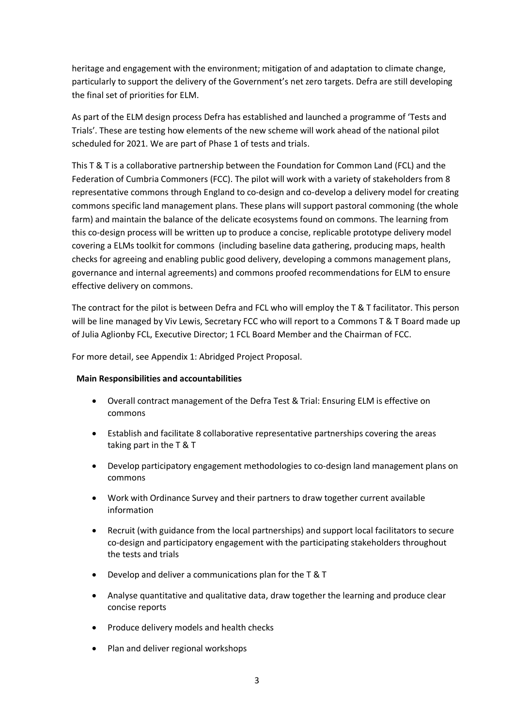heritage and engagement with the environment; mitigation of and adaptation to climate change, particularly to support the delivery of the Government's net zero targets. Defra are still developing the final set of priorities for ELM.

As part of the ELM design process Defra has established and launched a programme of 'Tests and Trials'. These are testing how elements of the new scheme will work ahead of the national pilot scheduled for 2021. We are part of Phase 1 of tests and trials.

This T & T is a collaborative partnership between the Foundation for Common Land (FCL) and the Federation of Cumbria Commoners (FCC). The pilot will work with a variety of stakeholders from 8 representative commons through England to co-design and co-develop a delivery model for creating commons specific land management plans. These plans will support pastoral commoning (the whole farm) and maintain the balance of the delicate ecosystems found on commons. The learning from this co-design process will be written up to produce a concise, replicable prototype delivery model covering a ELMs toolkit for commons (including baseline data gathering, producing maps, health checks for agreeing and enabling public good delivery, developing a commons management plans, governance and internal agreements) and commons proofed recommendations for ELM to ensure effective delivery on commons.

The contract for the pilot is between Defra and FCL who will employ the T & T facilitator. This person will be line managed by Viv Lewis, Secretary FCC who will report to a Commons T & T Board made up of Julia Aglionby FCL, Executive Director; 1 FCL Board Member and the Chairman of FCC.

For more detail, see Appendix 1: Abridged Project Proposal.

**Main Responsibilities and accountabilities**

- Overall contract management of the Defra Test & Trial: Ensuring ELM is effective on commons
- Establish and facilitate 8 collaborative representative partnerships covering the areas taking part in the T & T
- Develop participatory engagement methodologies to co-design land management plans on commons
- Work with Ordinance Survey and their partners to draw together current available information
- Recruit (with guidance from the local partnerships) and support local facilitators to secure co-design and participatory engagement with the participating stakeholders throughout the tests and trials
- Develop and deliver a communications plan for the T & T
- Analyse quantitative and qualitative data, draw together the learning and produce clear concise reports
- Produce delivery models and health checks
- Plan and deliver regional workshops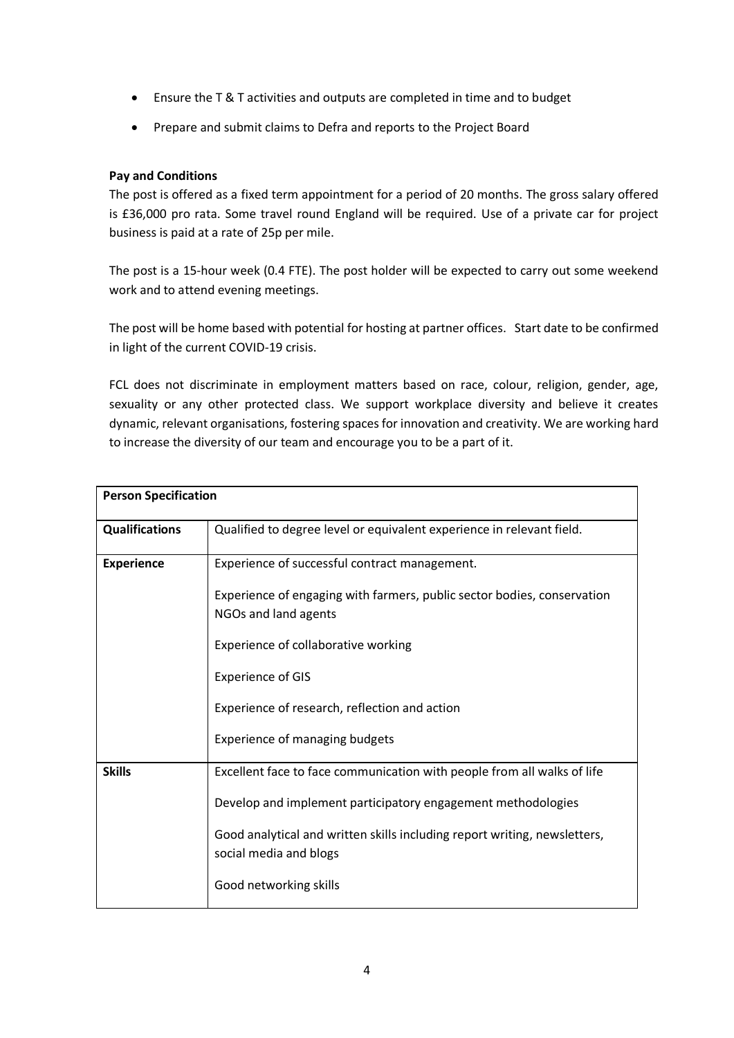- Ensure the T & T activities and outputs are completed in time and to budget
- Prepare and submit claims to Defra and reports to the Project Board

**Pay and Conditions**

The post is offered as a fixed term appointment for a period of 20 months. The gross salary offered is £36,000 pro rata. Some travel round England will be required. Use of a private car for project business is paid at a rate of 25p per mile.

The post is a 15-hour week (0.4 FTE). The post holder will be expected to carry out some weekend work and to attend evening meetings.

The post will be home based with potential for hosting at partner offices. Start date to be confirmed in light of the current COVID-19 crisis.

FCL does not discriminate in employment matters based on race, colour, religion, gender, age, sexuality or any other protected class. We support workplace diversity and believe it creates dynamic, relevant organisations, fostering spaces for innovation and creativity. We are working hard to increase the diversity of our team and encourage you to be a part of it.

| **Person Specification** | |
|---|---|
| **Qualifications** | Qualified to degree level or equivalent experience in relevant field. |
| **Experience** | Experience of successful contract management.<br><br>Experience of engaging with farmers, public sector bodies, conservation NGOs and land agents<br><br>Experience of collaborative working<br><br>Experience of GIS<br><br>Experience of research, reflection and action<br><br>Experience of managing budgets |
| **Skills** | Excellent face to face communication with people from all walks of life<br><br>Develop and implement participatory engagement methodologies<br><br>Good analytical and written skills including report writing, newsletters, social media and blogs<br><br>Good networking skills |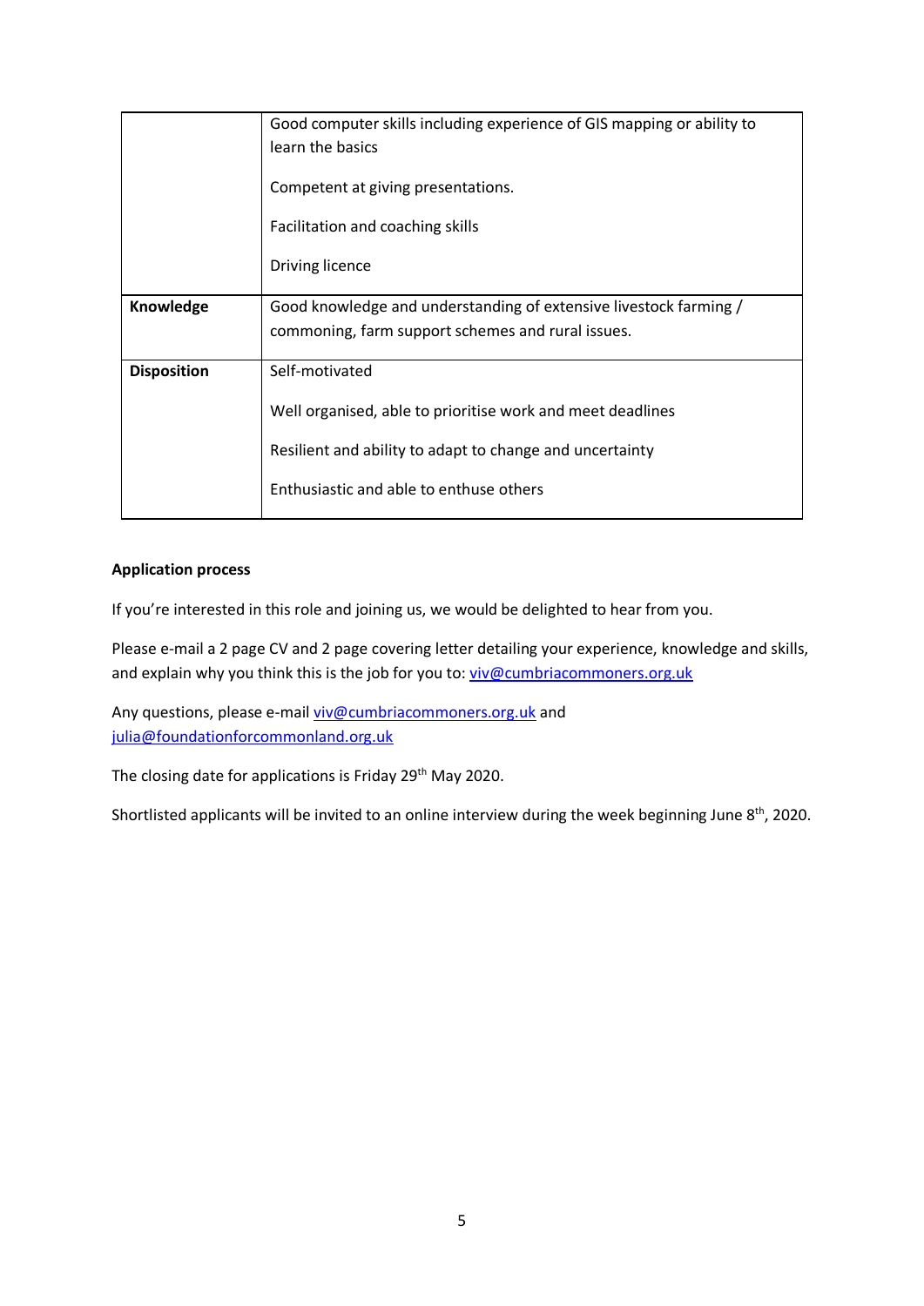| | |
|---|---|
| | Good computer skills including experience of GIS mapping or ability to learn the basics<br><br>Competent at giving presentations.<br><br>Facilitation and coaching skills<br><br>Driving licence |
| **Knowledge** | Good knowledge and understanding of extensive livestock farming / commoning, farm support schemes and rural issues. |
| **Disposition** | Self-motivated<br><br>Well organised, able to prioritise work and meet deadlines<br><br>Resilient and ability to adapt to change and uncertainty<br><br>Enthusiastic and able to enthuse others |

**Application process**

If you're interested in this role and joining us, we would be delighted to hear from you.

Please e-mail a 2 page CV and 2 page covering letter detailing your experience, knowledge and skills, and explain why you think this is the job for you to: viv@cumbriacommoners.org.uk

Any questions, please e-mail viv@cumbriacommoners.org.uk and julia@foundationforcommonland.org.uk

The closing date for applications is Friday 29th May 2020.

Shortlisted applicants will be invited to an online interview during the week beginning June 8th, 2020.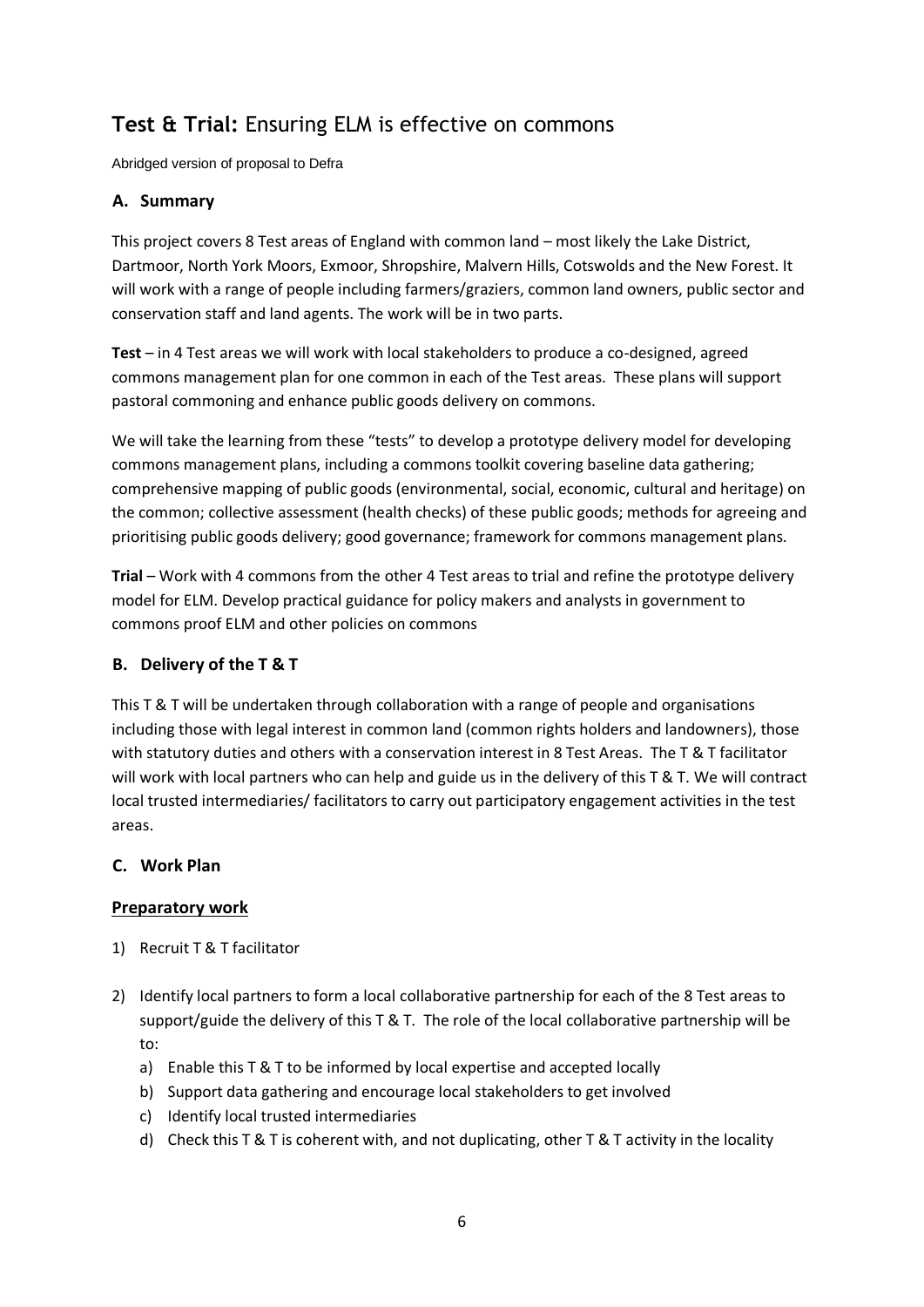## **Test & Trial:** Ensuring ELM is effective on commons

Abridged version of proposal to Defra

### A. Summary

This project covers 8 Test areas of England with common land – most likely the Lake District, Dartmoor, North York Moors, Exmoor, Shropshire, Malvern Hills, Cotswolds and the New Forest. It will work with a range of people including farmers/graziers, common land owners, public sector and conservation staff and land agents. The work will be in two parts.

**Test** – in 4 Test areas we will work with local stakeholders to produce a co-designed, agreed commons management plan for one common in each of the Test areas. These plans will support pastoral commoning and enhance public goods delivery on commons.

We will take the learning from these "tests" to develop a prototype delivery model for developing commons management plans, including a commons toolkit covering baseline data gathering; comprehensive mapping of public goods (environmental, social, economic, cultural and heritage) on the common; collective assessment (health checks) of these public goods; methods for agreeing and prioritising public goods delivery; good governance; framework for commons management plans.

**Trial** – Work with 4 commons from the other 4 Test areas to trial and refine the prototype delivery model for ELM. Develop practical guidance for policy makers and analysts in government to commons proof ELM and other policies on commons

### B. Delivery of the T & T

This T & T will be undertaken through collaboration with a range of people and organisations including those with legal interest in common land (common rights holders and landowners), those with statutory duties and others with a conservation interest in 8 Test Areas. The T & T facilitator will work with local partners who can help and guide us in the delivery of this T & T. We will contract local trusted intermediaries/ facilitators to carry out participatory engagement activities in the test areas.

### C. Work Plan

**Preparatory work**

1) Recruit T & T facilitator

2) Identify local partners to form a local collaborative partnership for each of the 8 Test areas to support/guide the delivery of this T & T. The role of the local collaborative partnership will be to:
   a) Enable this T & T to be informed by local expertise and accepted locally
   b) Support data gathering and encourage local stakeholders to get involved
   c) Identify local trusted intermediaries
   d) Check this T & T is coherent with, and not duplicating, other T & T activity in the locality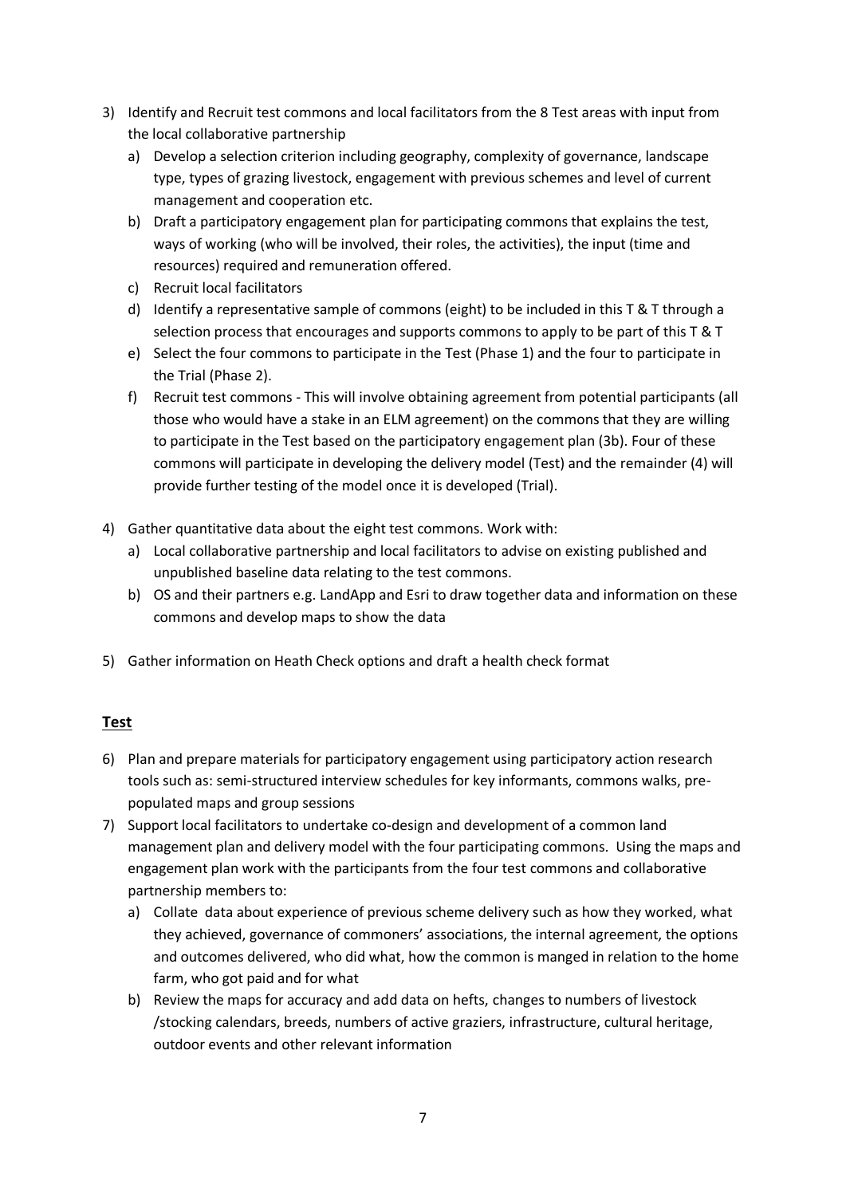3) Identify and Recruit test commons and local facilitators from the 8 Test areas with input from the local collaborative partnership
    a) Develop a selection criterion including geography, complexity of governance, landscape type, types of grazing livestock, engagement with previous schemes and level of current management and cooperation etc.
    b) Draft a participatory engagement plan for participating commons that explains the test, ways of working (who will be involved, their roles, the activities), the input (time and resources) required and remuneration offered.
    c) Recruit local facilitators
    d) Identify a representative sample of commons (eight) to be included in this T & T through a selection process that encourages and supports commons to apply to be part of this T & T
    e) Select the four commons to participate in the Test (Phase 1) and the four to participate in the Trial (Phase 2).
    f) Recruit test commons - This will involve obtaining agreement from potential participants (all those who would have a stake in an ELM agreement) on the commons that they are willing to participate in the Test based on the participatory engagement plan (3b). Four of these commons will participate in developing the delivery model (Test) and the remainder (4) will provide further testing of the model once it is developed (Trial).

4) Gather quantitative data about the eight test commons. Work with:
    a) Local collaborative partnership and local facilitators to advise on existing published and unpublished baseline data relating to the test commons.
    b) OS and their partners e.g. LandApp and Esri to draw together data and information on these commons and develop maps to show the data

5) Gather information on Heath Check options and draft a health check format

## **Test**

6) Plan and prepare materials for participatory engagement using participatory action research tools such as: semi-structured interview schedules for key informants, commons walks, pre-populated maps and group sessions
7) Support local facilitators to undertake co-design and development of a common land management plan and delivery model with the four participating commons. Using the maps and engagement plan work with the participants from the four test commons and collaborative partnership members to:
    a) Collate data about experience of previous scheme delivery such as how they worked, what they achieved, governance of commoners' associations, the internal agreement, the options and outcomes delivered, who did what, how the common is manged in relation to the home farm, who got paid and for what
    b) Review the maps for accuracy and add data on hefts, changes to numbers of livestock /stocking calendars, breeds, numbers of active graziers, infrastructure, cultural heritage, outdoor events and other relevant information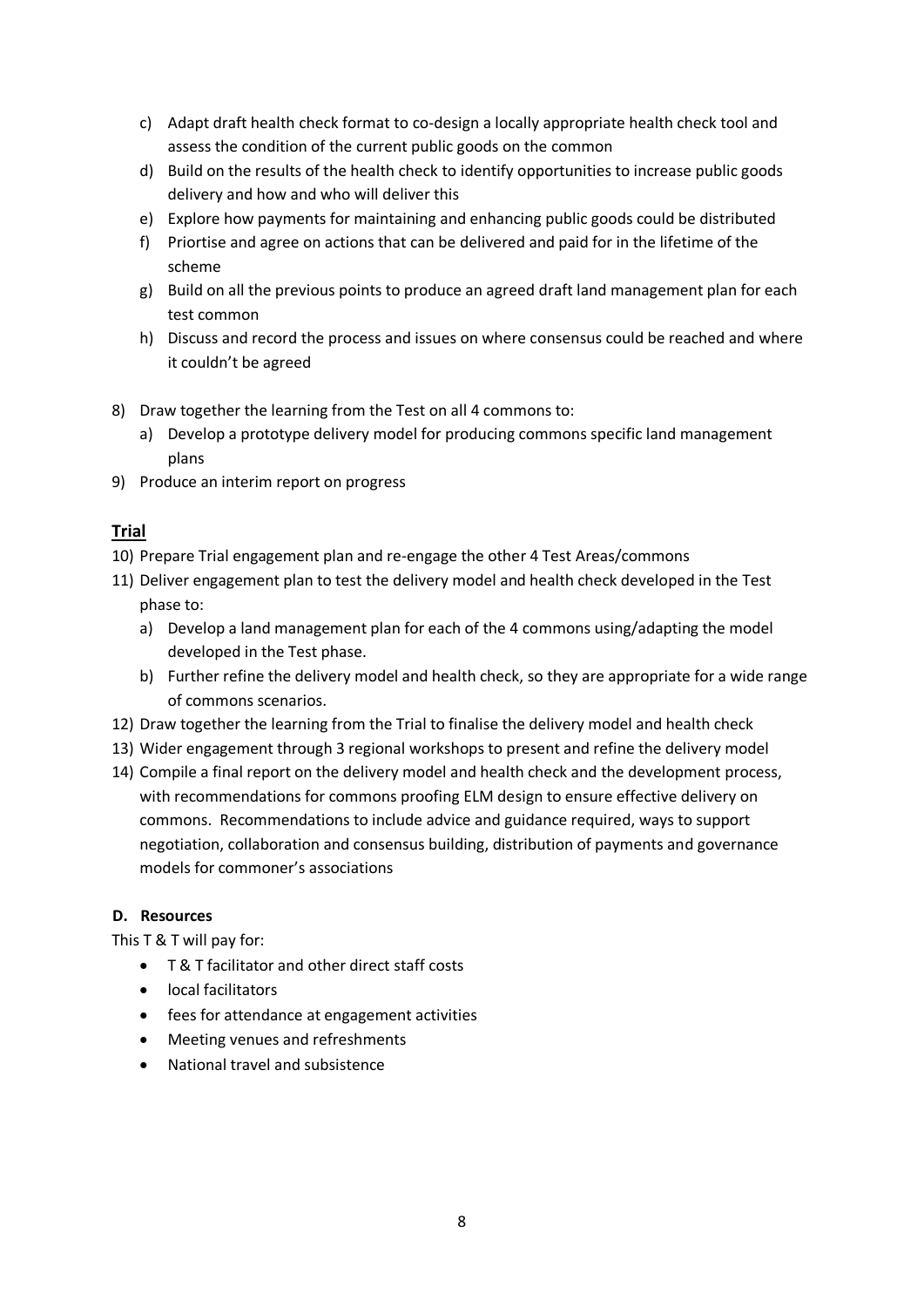c) Adapt draft health check format to co-design a locally appropriate health check tool and assess the condition of the current public goods on the common
d) Build on the results of the health check to identify opportunities to increase public goods delivery and how and who will deliver this
e) Explore how payments for maintaining and enhancing public goods could be distributed
f) Priortise and agree on actions that can be delivered and paid for in the lifetime of the scheme
g) Build on all the previous points to produce an agreed draft land management plan for each test common
h) Discuss and record the process and issues on where consensus could be reached and where it couldn't be agreed

8) Draw together the learning from the Test on all 4 commons to:
    a) Develop a prototype delivery model for producing commons specific land management plans
9) Produce an interim report on progress

## Trial

10) Prepare Trial engagement plan and re-engage the other 4 Test Areas/commons
11) Deliver engagement plan to test the delivery model and health check developed in the Test phase to:
    a) Develop a land management plan for each of the 4 commons using/adapting the model developed in the Test phase.
    b) Further refine the delivery model and health check, so they are appropriate for a wide range of commons scenarios.
12) Draw together the learning from the Trial to finalise the delivery model and health check
13) Wider engagement through 3 regional workshops to present and refine the delivery model
14) Compile a final report on the delivery model and health check and the development process, with recommendations for commons proofing ELM design to ensure effective delivery on commons. Recommendations to include advice and guidance required, ways to support negotiation, collaboration and consensus building, distribution of payments and governance models for commoner's associations

### D. Resources

This T & T will pay for:

- T & T facilitator and other direct staff costs
- local facilitators
- fees for attendance at engagement activities
- Meeting venues and refreshments
- National travel and subsistence